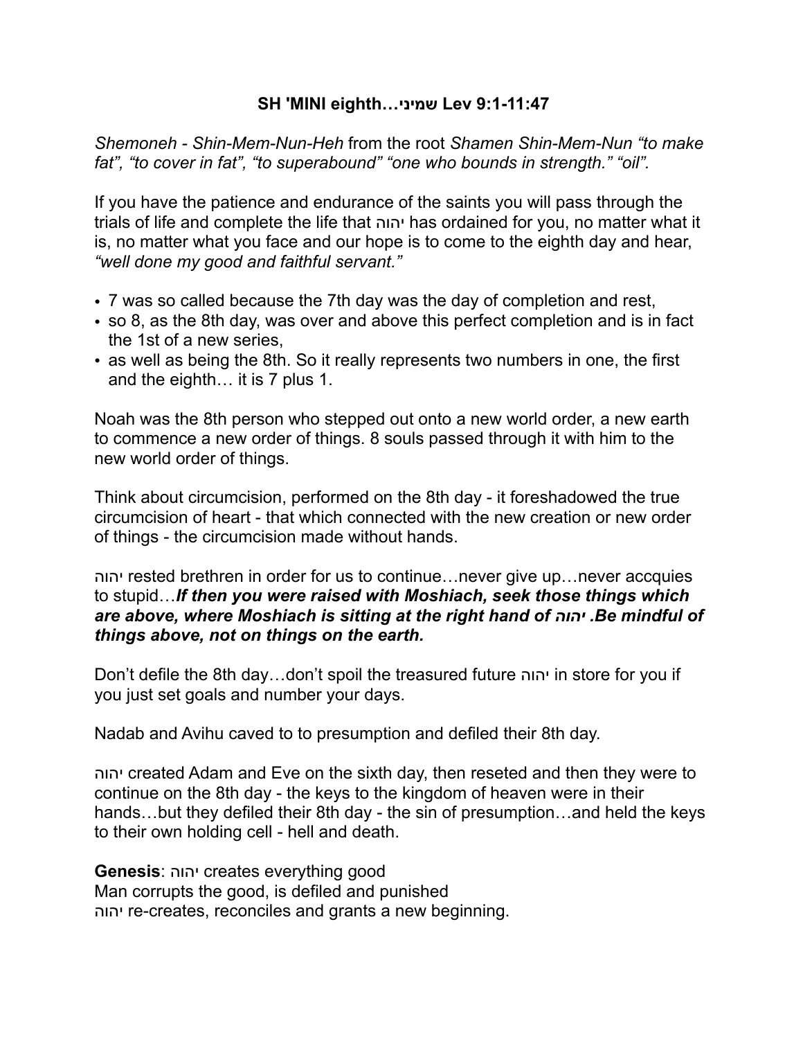# SH 'MINI eighth…שמיני Lev 9:1-11:47

*Shemoneh - Shin-Mem-Nun-Heh* from the root *Shamen Shin-Mem-Nun "to make fat", "to cover in fat", "to superabound" "one who bounds in strength." "oil".*

If you have the patience and endurance of the saints you will pass through the trials of life and complete the life that יהוה has ordained for you, no matter what it is, no matter what you face and our hope is to come to the eighth day and hear, *"well done my good and faithful servant."*

- 7 was so called because the 7th day was the day of completion and rest,
- so 8, as the 8th day, was over and above this perfect completion and is in fact the 1st of a new series,
- as well as being the 8th. So it really represents two numbers in one, the first and the eighth… it is 7 plus 1.

Noah was the 8th person who stepped out onto a new world order, a new earth to commence a new order of things. 8 souls passed through it with him to the new world order of things.

Think about circumcision, performed on the 8th day - it foreshadowed the true circumcision of heart - that which connected with the new creation or new order of things - the circumcision made without hands.

יהוה rested brethren in order for us to continue…never give up…never accquies to stupid…***If then you were raised with Moshiach, seek those things which are above, where Moshiach is sitting at the right hand of יהוה .Be mindful of things above, not on things on the earth.***

Don't defile the 8th day…don't spoil the treasured future יהוה in store for you if you just set goals and number your days.

Nadab and Avihu caved to to presumption and defiled their 8th day.

יהוה created Adam and Eve on the sixth day, then reseted and then they were to continue on the 8th day - the keys to the kingdom of heaven were in their hands…but they defiled their 8th day - the sin of presumption…and held the keys to their own holding cell - hell and death.

**Genesis**: יהוה creates everything good
Man corrupts the good, is defiled and punished
יהוה re-creates, reconciles and grants a new beginning.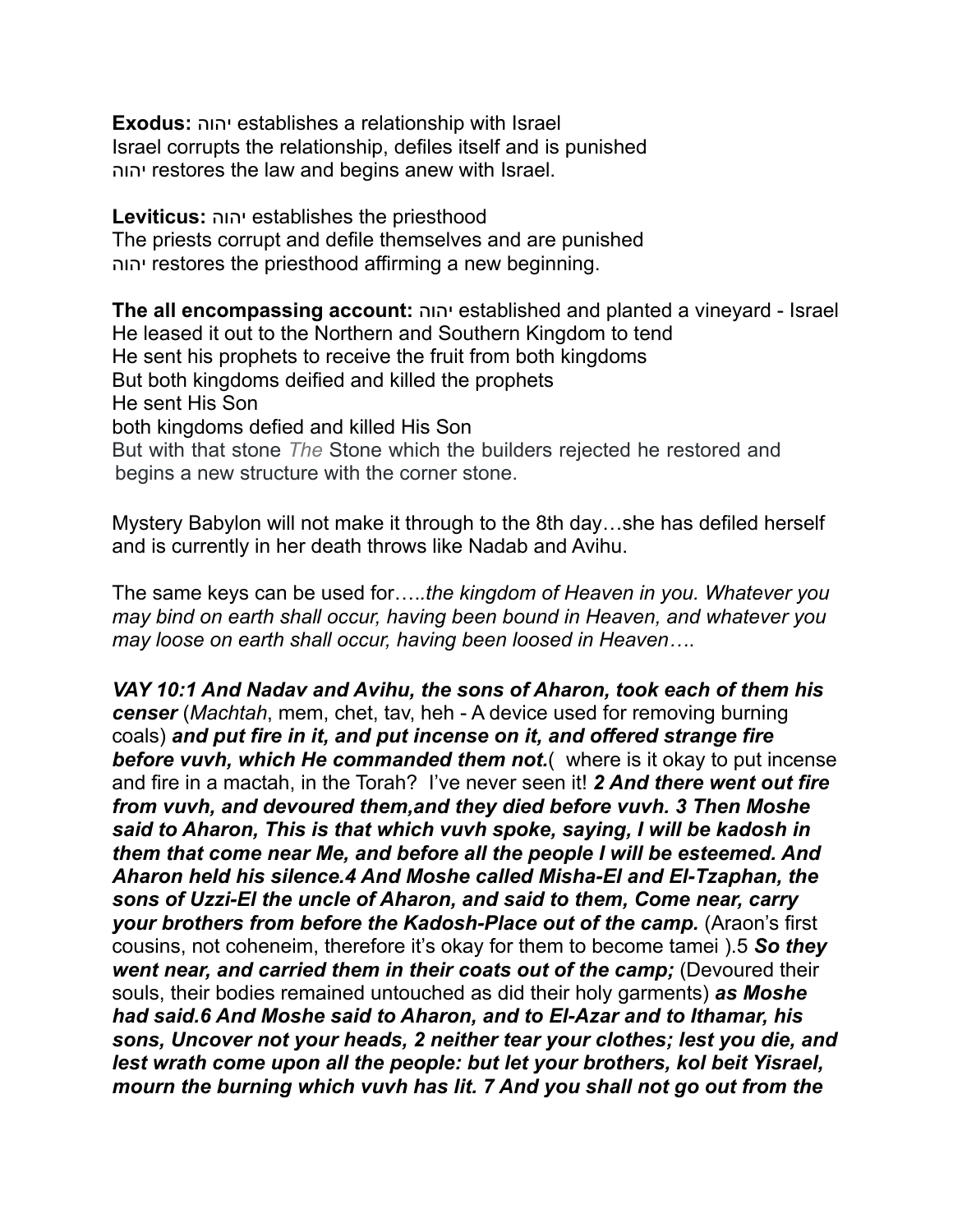**Exodus:** יהוה establishes a relationship with Israel
Israel corrupts the relationship, defiles itself and is punished
יהוה restores the law and begins anew with Israel.

**Leviticus:** יהוה establishes the priesthood
The priests corrupt and defile themselves and are punished
יהוה restores the priesthood affirming a new beginning.

**The all encompassing account:** יהוה established and planted a vineyard - Israel
He leased it out to the Northern and Southern Kingdom to tend
He sent his prophets to receive the fruit from both kingdoms
But both kingdoms deified and killed the prophets
He sent His Son
both kingdoms defied and killed His Son
But with that stone *The* Stone which the builders rejected he restored and begins a new structure with the corner stone.

Mystery Babylon will not make it through to the 8th day…she has defiled herself and is currently in her death throws like Nadab and Avihu.

The same keys can be used for…..*the kingdom of Heaven in you. Whatever you may bind on earth shall occur, having been bound in Heaven, and whatever you may loose on earth shall occur, having been loosed in Heaven….*

***VAY 10:1 And Nadav and Avihu, the sons of Aharon, took each of them his censer*** (*Machtah*, mem, chet, tav, heh - A device used for removing burning coals) ***and put fire in it, and put incense on it, and offered strange fire before vuvh, which He commanded them not.***( where is it okay to put incense and fire in a mactah, in the Torah? I've never seen it! ***2 And there went out fire from vuvh, and devoured them,and they died before vuvh. 3 Then Moshe said to Aharon, This is that which vuvh spoke, saying, I will be kadosh in them that come near Me, and before all the people I will be esteemed. And Aharon held his silence.4 And Moshe called Misha-El and El-Tzaphan, the sons of Uzzi-El the uncle of Aharon, and said to them, Come near, carry your brothers from before the Kadosh-Place out of the camp.*** (Araon's first cousins, not coheneim, therefore it's okay for them to become tamei ).5 ***So they went near, and carried them in their coats out of the camp;*** (Devoured their souls, their bodies remained untouched as did their holy garments) ***as Moshe had said.6 And Moshe said to Aharon, and to El-Azar and to Ithamar, his sons, Uncover not your heads, 2 neither tear your clothes; lest you die, and lest wrath come upon all the people: but let your brothers, kol beit Yisrael, mourn the burning which vuvh has lit. 7 And you shall not go out from the***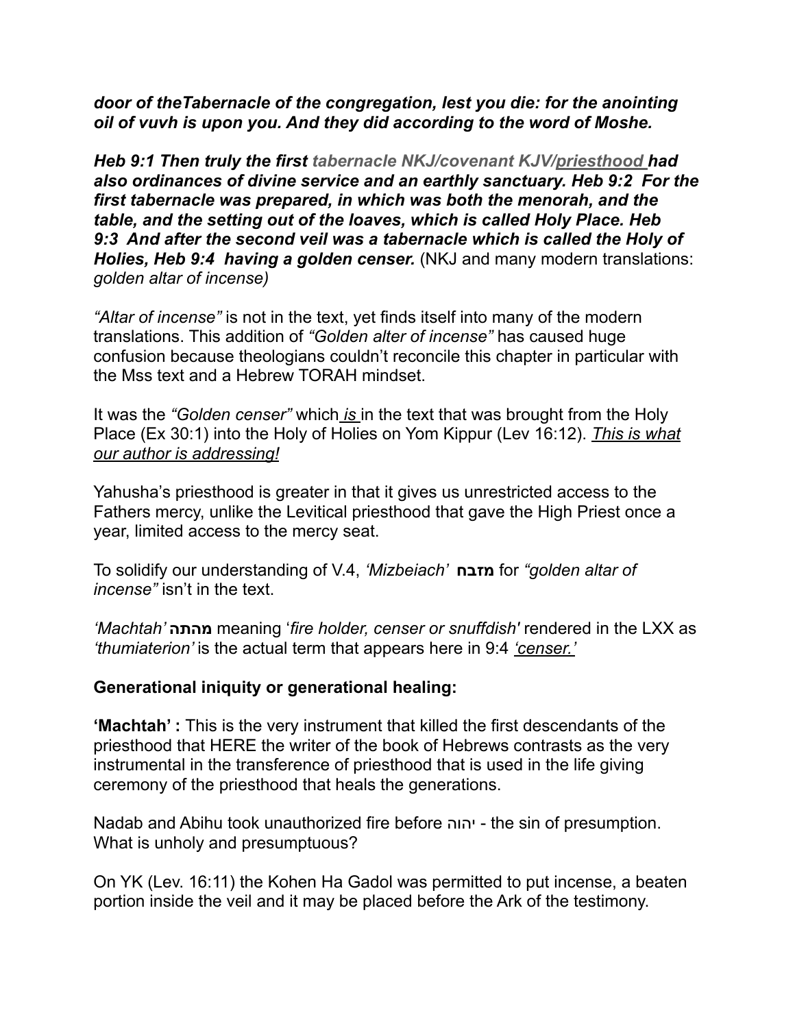***door of theTabernacle of the congregation, lest you die: for the anointing oil of vuvh is upon you. And they did according to the word of Moshe.***

***Heb 9:1 Then truly the first tabernacle NKJ/covenant KJV/priesthood had also ordinances of divine service and an earthly sanctuary. Heb 9:2 For the first tabernacle was prepared, in which was both the menorah, and the table, and the setting out of the loaves, which is called Holy Place. Heb 9:3 And after the second veil was a tabernacle which is called the Holy of Holies, Heb 9:4 having a golden censer.*** (NKJ and many modern translations: *golden altar of incense)*

*"Altar of incense"* is not in the text, yet finds itself into many of the modern translations. This addition of *"Golden alter of incense"* has caused huge confusion because theologians couldn't reconcile this chapter in particular with the Mss text and a Hebrew TORAH mindset.

It was the *"Golden censer"* which *is* in the text that was brought from the Holy Place (Ex 30:1) into the Holy of Holies on Yom Kippur (Lev 16:12). *This is what our author is addressing!*

Yahusha's priesthood is greater in that it gives us unrestricted access to the Fathers mercy, unlike the Levitical priesthood that gave the High Priest once a year, limited access to the mercy seat.

To solidify our understanding of V.4, *'Mizbeiach'* **מזבח** for *"golden altar of incense"* isn't in the text.

*'Machtah'* **מהתה** meaning '*fire holder, censer or snuffdish'* rendered in the LXX as *'thumiaterion'* is the actual term that appears here in 9:4 *'censer.'*

**Generational iniquity or generational healing:**

**'Machtah' :** This is the very instrument that killed the first descendants of the priesthood that HERE the writer of the book of Hebrews contrasts as the very instrumental in the transference of priesthood that is used in the life giving ceremony of the priesthood that heals the generations.

Nadab and Abihu took unauthorized fire before יהוה - the sin of presumption. What is unholy and presumptuous?

On YK (Lev. 16:11) the Kohen Ha Gadol was permitted to put incense, a beaten portion inside the veil and it may be placed before the Ark of the testimony.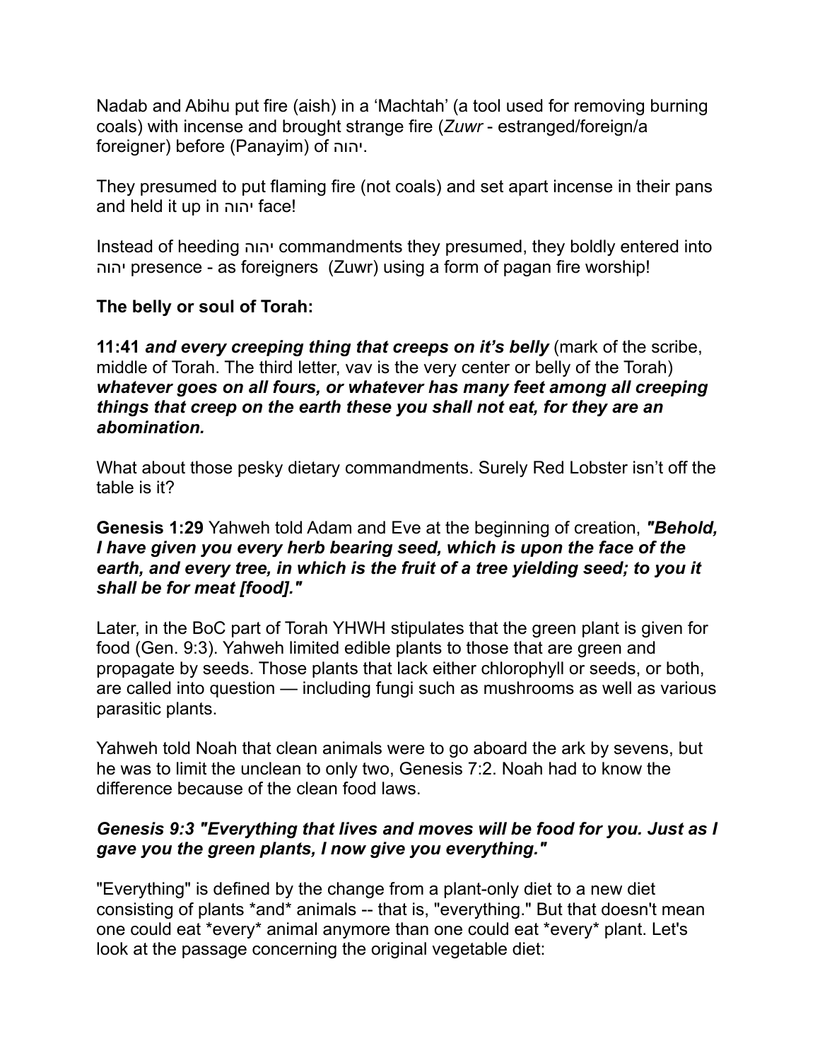Nadab and Abihu put fire (aish) in a 'Machtah' (a tool used for removing burning coals) with incense and brought strange fire (*Zuwr* - estranged/foreign/a foreigner) before (Panayim) of יהוה.

They presumed to put flaming fire (not coals) and set apart incense in their pans and held it up in יהוה face!

Instead of heeding יהוה commandments they presumed, they boldly entered into יהוה presence - as foreigners (Zuwr) using a form of pagan fire worship!

**The belly or soul of Torah:**

**11:41** ***and every creeping thing that creeps on it's belly*** (mark of the scribe, middle of Torah. The third letter, vav is the very center or belly of the Torah) ***whatever goes on all fours, or whatever has many feet among all creeping things that creep on the earth these you shall not eat, for they are an abomination.***

What about those pesky dietary commandments. Surely Red Lobster isn't off the table is it?

**Genesis 1:29** Yahweh told Adam and Eve at the beginning of creation, ***"Behold, I have given you every herb bearing seed, which is upon the face of the earth, and every tree, in which is the fruit of a tree yielding seed; to you it shall be for meat [food]."***

Later, in the BoC part of Torah YHWH stipulates that the green plant is given for food (Gen. 9:3). Yahweh limited edible plants to those that are green and propagate by seeds. Those plants that lack either chlorophyll or seeds, or both, are called into question — including fungi such as mushrooms as well as various parasitic plants.

Yahweh told Noah that clean animals were to go aboard the ark by sevens, but he was to limit the unclean to only two, Genesis 7:2. Noah had to know the difference because of the clean food laws.

***Genesis 9:3 "Everything that lives and moves will be food for you. Just as I gave you the green plants, I now give you everything."***

"Everything" is defined by the change from a plant-only diet to a new diet consisting of plants *and* animals -- that is, "everything." But that doesn't mean one could eat *every* animal anymore than one could eat *every* plant. Let's look at the passage concerning the original vegetable diet: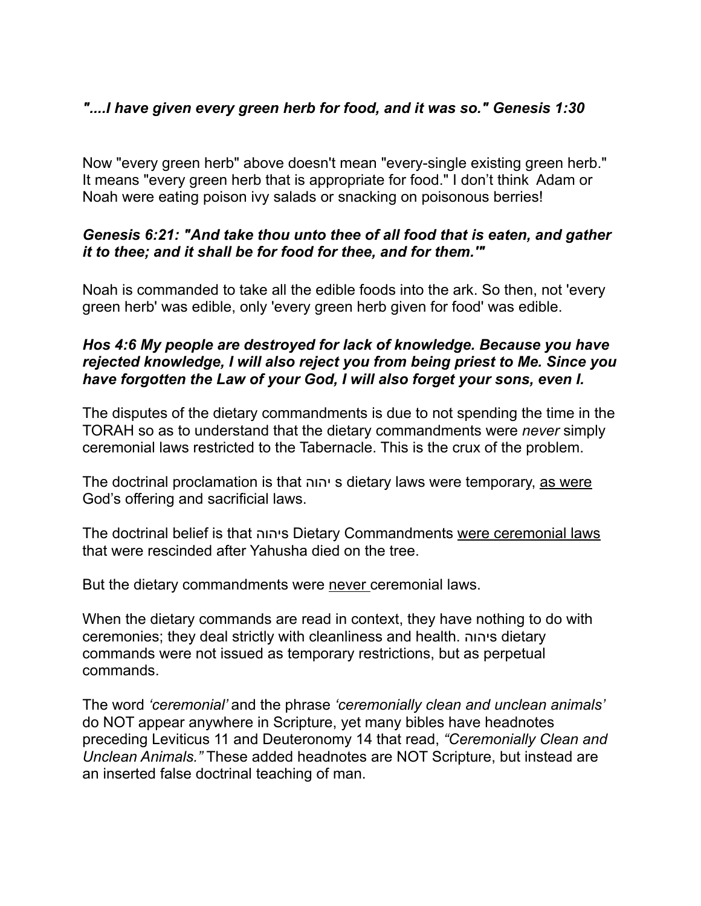*"....I have given every green herb for food, and it was so." Genesis 1:30*

Now "every green herb" above doesn't mean "every-single existing green herb." It means "every green herb that is appropriate for food." I don't think Adam or Noah were eating poison ivy salads or snacking on poisonous berries!

***Genesis 6:21: "And take thou unto thee of all food that is eaten, and gather it to thee; and it shall be for food for thee, and for them.'"***

Noah is commanded to take all the edible foods into the ark. So then, not 'every green herb' was edible, only 'every green herb given for food' was edible.

***Hos 4:6 My people are destroyed for lack of knowledge. Because you have rejected knowledge, I will also reject you from being priest to Me. Since you have forgotten the Law of your God, I will also forget your sons, even I.***

The disputes of the dietary commandments is due to not spending the time in the TORAH so as to understand that the dietary commandments were *never* simply ceremonial laws restricted to the Tabernacle. This is the crux of the problem.

The doctrinal proclamation is that יהוה s dietary laws were temporary, <u>as were</u> God's offering and sacrificial laws.

The doctrinal belief is that יהוהs Dietary Commandments <u>were ceremonial laws</u> that were rescinded after Yahusha died on the tree.

But the dietary commandments were <u>never</u> ceremonial laws.

When the dietary commands are read in context, they have nothing to do with ceremonies; they deal strictly with cleanliness and health. יהוהs dietary commands were not issued as temporary restrictions, but as perpetual commands.

The word *'ceremonial'* and the phrase *'ceremonially clean and unclean animals'* do NOT appear anywhere in Scripture, yet many bibles have headnotes preceding Leviticus 11 and Deuteronomy 14 that read, *"Ceremonially Clean and Unclean Animals."* These added headnotes are NOT Scripture, but instead are an inserted false doctrinal teaching of man.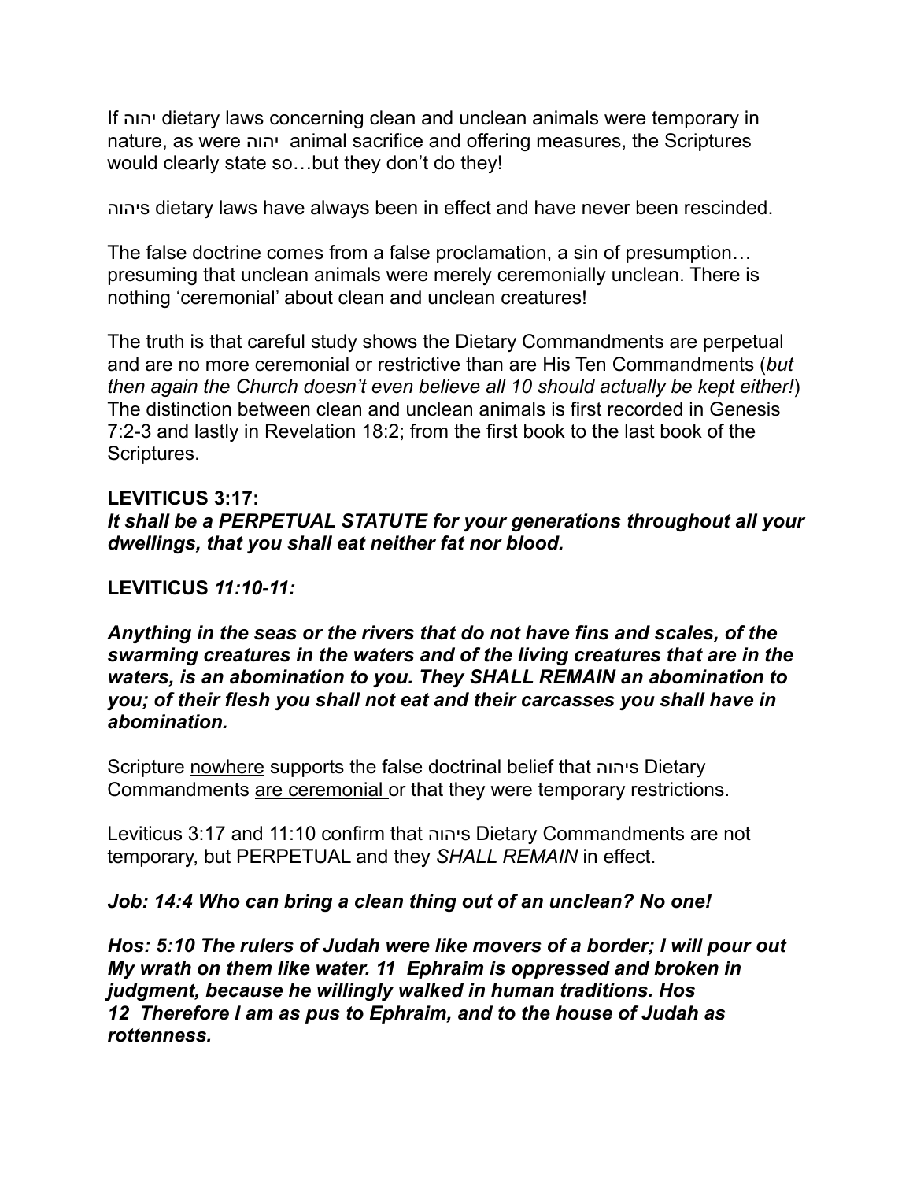If יהוה dietary laws concerning clean and unclean animals were temporary in nature, as were יהוה animal sacrifice and offering measures, the Scriptures would clearly state so…but they don't do they!

יהוהs dietary laws have always been in effect and have never been rescinded.

The false doctrine comes from a false proclamation, a sin of presumption… presuming that unclean animals were merely ceremonially unclean. There is nothing 'ceremonial' about clean and unclean creatures!

The truth is that careful study shows the Dietary Commandments are perpetual and are no more ceremonial or restrictive than are His Ten Commandments (*but then again the Church doesn't even believe all 10 should actually be kept either!*) The distinction between clean and unclean animals is first recorded in Genesis 7:2-3 and lastly in Revelation 18:2; from the first book to the last book of the Scriptures.

**LEVITICUS 3:17:**
***It shall be a PERPETUAL STATUTE for your generations throughout all your dwellings, that you shall eat neither fat nor blood.***

**LEVITICUS *11:10-11:***

***Anything in the seas or the rivers that do not have fins and scales, of the swarming creatures in the waters and of the living creatures that are in the waters, is an abomination to you. They SHALL REMAIN an abomination to you; of their flesh you shall not eat and their carcasses you shall have in abomination.***

Scripture <u>nowhere</u> supports the false doctrinal belief that יהוהs Dietary Commandments <u>are ceremonial</u> or that they were temporary restrictions.

Leviticus 3:17 and 11:10 confirm that יהוהs Dietary Commandments are not temporary, but PERPETUAL and they *SHALL REMAIN* in effect.

***Job: 14:4 Who can bring a clean thing out of an unclean? No one!***

***Hos: 5:10 The rulers of Judah were like movers of a border; I will pour out My wrath on them like water. 11 Ephraim is oppressed and broken in judgment, because he willingly walked in human traditions. Hos 12 Therefore I am as pus to Ephraim, and to the house of Judah as rottenness.***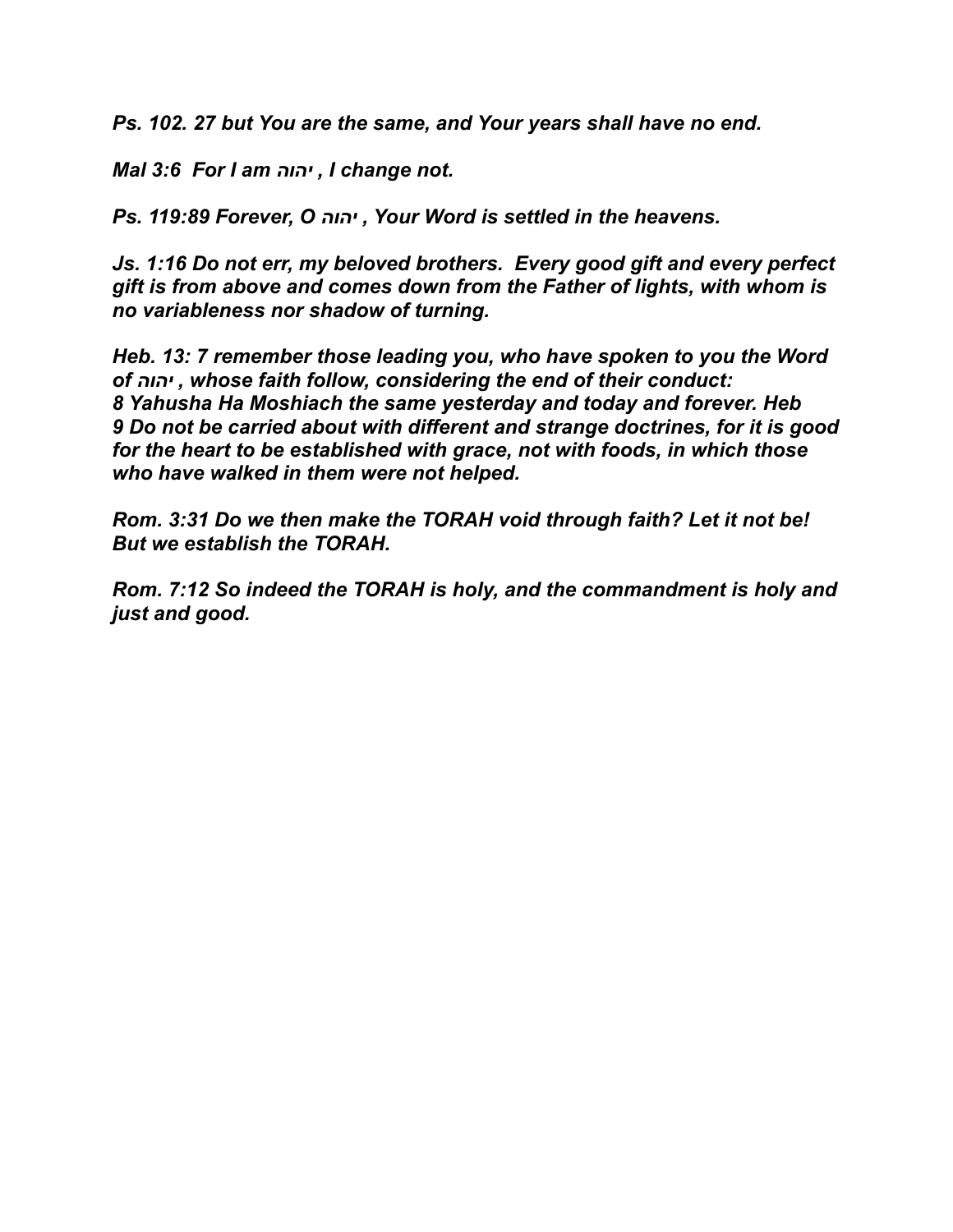***Ps. 102. 27 but You are the same, and Your years shall have no end.***

***Mal 3:6  For I am יהוה , I change not.***

***Ps. 119:89 Forever, O יהוה , Your Word is settled in the heavens.***

***Js. 1:16 Do not err, my beloved brothers.  Every good gift and every perfect gift is from above and comes down from the Father of lights, with whom is no variableness nor shadow of turning.***

***Heb. 13: 7 remember those leading you, who have spoken to you the Word of יהוה , whose faith follow, considering the end of their conduct:***
***8 Yahusha Ha Moshiach the same yesterday and today and forever. Heb***
***9 Do not be carried about with different and strange doctrines, for it is good for the heart to be established with grace, not with foods, in which those who have walked in them were not helped.***

***Rom. 3:31 Do we then make the TORAH void through faith? Let it not be! But we establish the TORAH.***

***Rom. 7:12 So indeed the TORAH is holy, and the commandment is holy and just and good.***